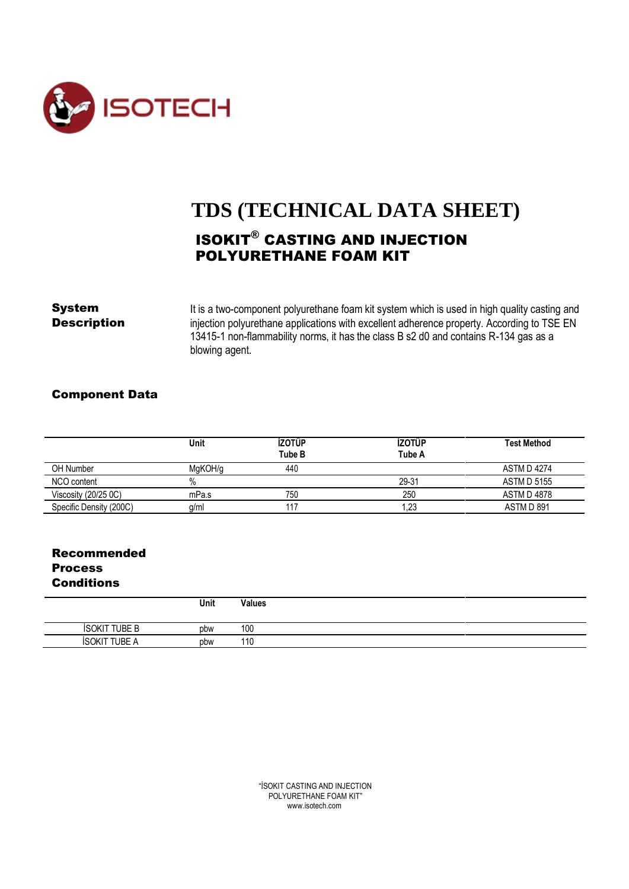ISOTECH

# TDS (TECHNICAL DATA SHEET)

## ISOKIT® CASTING AND INJECTION POLYURETHANE FOAM KIT

**System Description**

It is a two-component polyurethane foam kit system which is used in high quality casting and injection polyurethane applications with excellent adherence property. According to TSE EN 13415-1 non-flammability norms, it has the class B s2 d0 and contains R-134 gas as a blowing agent.

**Component Data**

| | Unit | İZOTÜP Tube B | İZOTÜP Tube A | Test Method |
|---|---|---|---|---|
| OH Number | MgKOH/g | 440 | | ASTM D 4274 |
| NCO content | % | | 29-31 | ASTM D 5155 |
| Viscosity (20/25 0C) | mPa.s | 750 | 250 | ASTM D 4878 |
| Specific Density (200C) | g/ml | 117 | 1,23 | ASTM D 891 |

**Recommended Process Conditions**

| | Unit | Values |
|---|---|---|
| İSOKIT TUBE B | pbw | 100 |
| İSOKIT TUBE A | pbw | 110 |

"İSOKIT CASTING AND INJECTION POLYURETHANE FOAM KIT"
www.isotech.com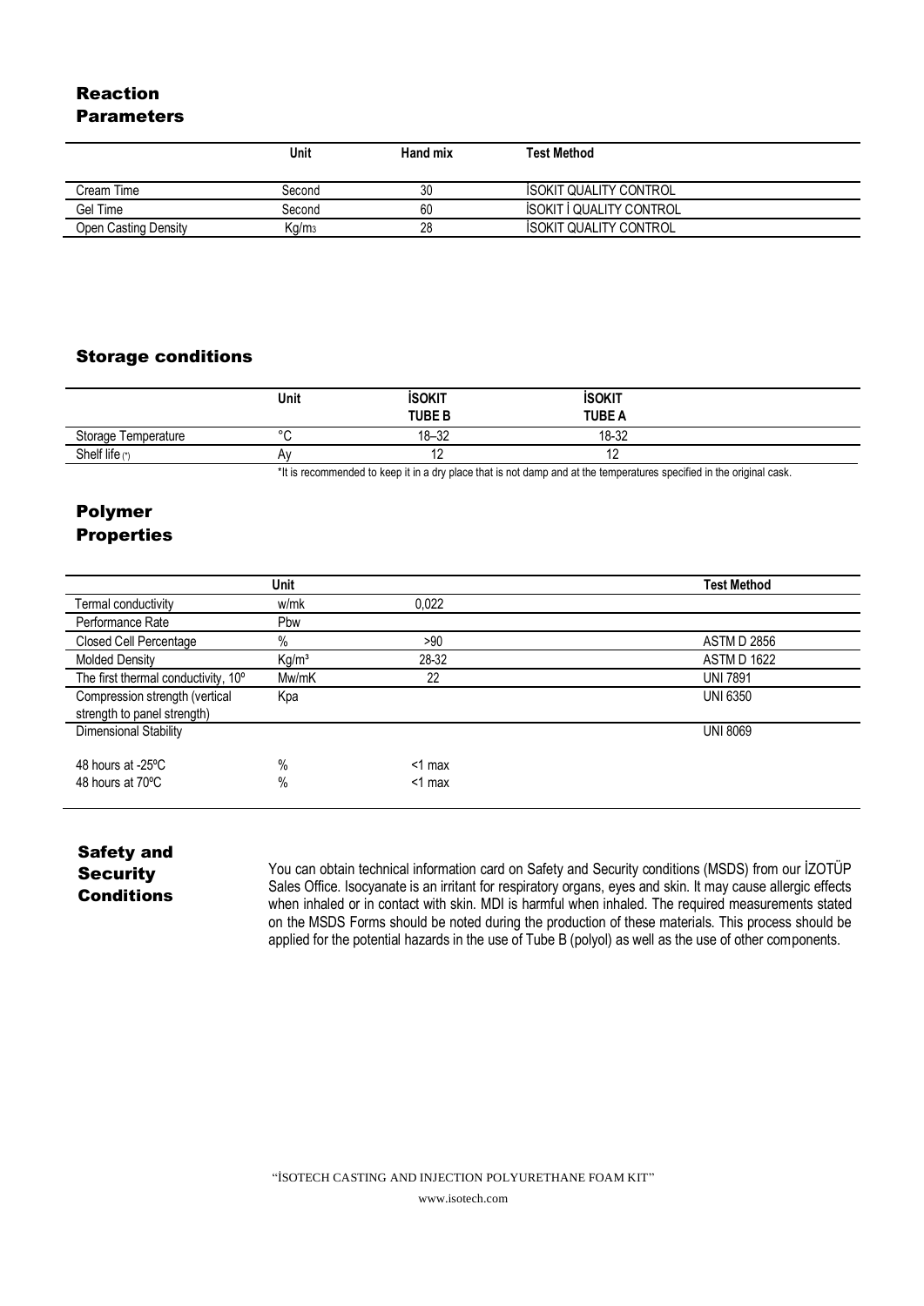## Reaction Parameters

| | Unit | Hand mix | Test Method |
|---|---|---|---|
| Cream Time | Second | 30 | İSOKIT QUALITY CONTROL |
| Gel Time | Second | 60 | İSOKIT İ QUALITY CONTROL |
| Open Casting Density | $Kg/m_3$ | 28 | İSOKIT QUALITY CONTROL |

## Storage conditions

| | Unit | İSOKIT TUBE B | İSOKIT TUBE A |
|---|---|---|---|
| Storage Temperature | °C | 18–32 | 18-32 |
| Shelf life (*) | Ay | 12 | 12 |

*It is recommended to keep it in a dry place that is not damp and at the temperatures specified in the original cask.

## Polymer Properties

| | Unit | | Test Method |
|---|---|---|---|
| Termal conductivity | w/mk | 0,022 | |
| Performance Rate | Pbw | | |
| Closed Cell Percentage | % | >90 | ASTM D 2856 |
| Molded Density | Kg/m³ | 28-32 | ASTM D 1622 |
| The first thermal conductivity, 10º | Mw/mK | 22 | UNI 7891 |
| Compression strength (vertical strength to panel strength) | Kpa | | UNI 6350 |
| Dimensional Stability | | | UNI 8069 |
| 48 hours at -25ºC | % | <1 max | |
| 48 hours at 70ºC | % | <1 max | |

## Safety and Security Conditions

You can obtain technical information card on Safety and Security conditions (MSDS) from our İZOTÜP Sales Office. Isocyanate is an irritant for respiratory organs, eyes and skin. It may cause allergic effects when inhaled or in contact with skin. MDI is harmful when inhaled. The required measurements stated on the MSDS Forms should be noted during the production of these materials. This process should be applied for the potential hazards in the use of Tube B (polyol) as well as the use of other components.